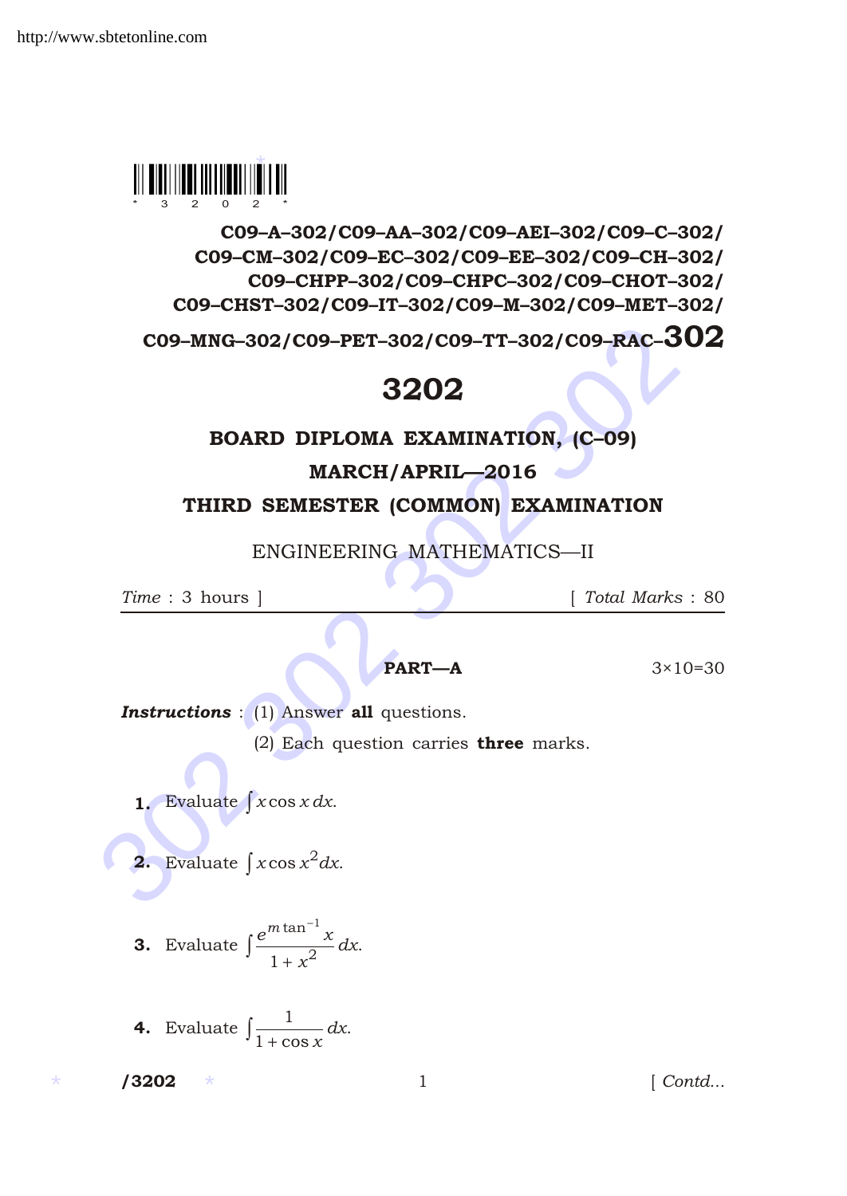C09–A–302/C09–AA–302/C09–AEI–302/C09–C–302/
C09–CM–302/C09–EC–302/C09–EE–302/C09–CH–302/
C09–CHPP–302/C09–CHPC–302/C09–CHOT–302/
C09–CHST–302/C09–IT–302/C09–M–302/C09–MET–302/
C09–MNG–302/C09–PET–302/C09–TT–302/C09–RAC–**302**

# 3202

## BOARD DIPLOMA EXAMINATION, (C–09)

## MARCH/APRIL—2016

## THIRD SEMESTER (COMMON) EXAMINATION

### ENGINEERING MATHEMATICS—II

*Time* : 3 hours ] [ *Total Marks* : 80

---

**PART—A** 3×10=30

***Instructions*** : (1) Answer **all** questions.

(2) Each question carries **three** marks.

**1.** Evaluate $\int x \cos x \, dx$.

**2.** Evaluate $\int x \cos x^2 dx$.

**3.** Evaluate $\int \frac{e^{m \tan^{-1} x}}{1+x^2} dx$.

**4.** Evaluate $\int \frac{1}{1+\cos x} dx$.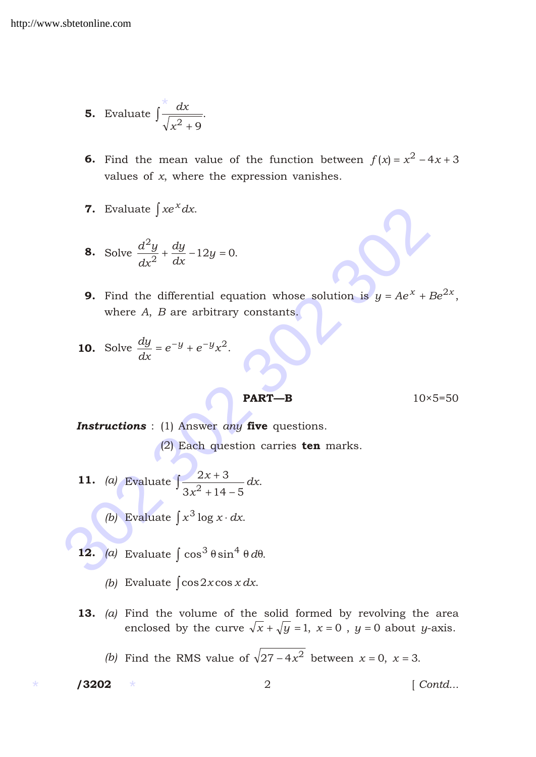5. Evaluate $\int \frac{dx}{\sqrt{x^2 + 9}}$.

6. Find the mean value of the function between $f(x) = x^2 - 4x + 3$ values of $x$, where the expression vanishes.

7. Evaluate $\int xe^x dx$.

8. Solve $\frac{d^2y}{dx^2} + \frac{dy}{dx} - 12y = 0$.

9. Find the differential equation whose solution is $y = Ae^x + Be^{2x}$, where $A$, $B$ are arbitrary constants.

10. Solve $\frac{dy}{dx} = e^{-y} + e^{-y}x^2$.

**PART—B** 10×5=50

***Instructions*** : (1) Answer *any* **five** questions.

(2) Each question carries **ten** marks.

11. (a) Evaluate $\int \frac{2x + 3}{3x^2 + 14 - 5} dx$.

(b) Evaluate $\int x^3 \log x \cdot dx$.

12. (a) Evaluate $\int \cos^3 \theta \sin^4 \theta \, d\theta$.

(b) Evaluate $\int \cos 2x \cos x \, dx$.

13. (a) Find the volume of the solid formed by revolving the area enclosed by the curve $\sqrt{x} + \sqrt{y} = 1$, $x = 0$, $y = 0$ about $y$-axis.

(b) Find the RMS value of $\sqrt{27 - 4x^2}$ between $x = 0$, $x = 3$.

**/3202** [ *Contd...*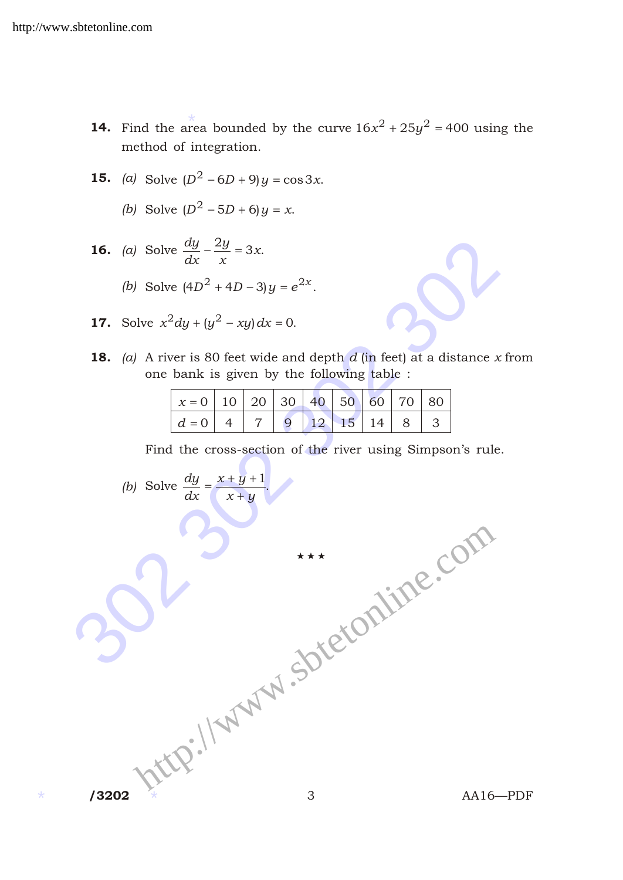**14.** Find the area bounded by the curve $16x^2 + 25y^2 = 400$ using the method of integration.

**15.** *(a)* Solve $(D^2 - 6D + 9)y = \cos 3x$.

*(b)* Solve $(D^2 - 5D + 6)y = x$.

**16.** *(a)* Solve $\dfrac{dy}{dx} - \dfrac{2y}{x} = 3x$.

*(b)* Solve $(4D^2 + 4D - 3)y = e^{2x}$.

**17.** Solve $x^2 dy + (y^2 - xy)\,dx = 0$.

**18.** *(a)* A river is 80 feet wide and depth $d$ (in feet) at a distance $x$ from one bank is given by the following table :

| | | | | | | | | |
|---|---|---|---|---|---|---|---|---|
| $x = 0$ | 10 | 20 | 30 | 40 | 50 | 60 | 70 | 80 |
| $d = 0$ | 4 | 7 | 9 | 12 | 15 | 14 | 8 | 3 |

Find the cross-section of the river using Simpson's rule.

*(b)* Solve $\dfrac{dy}{dx} = \dfrac{x + y + 1}{x + y}$.

★ ★ ★